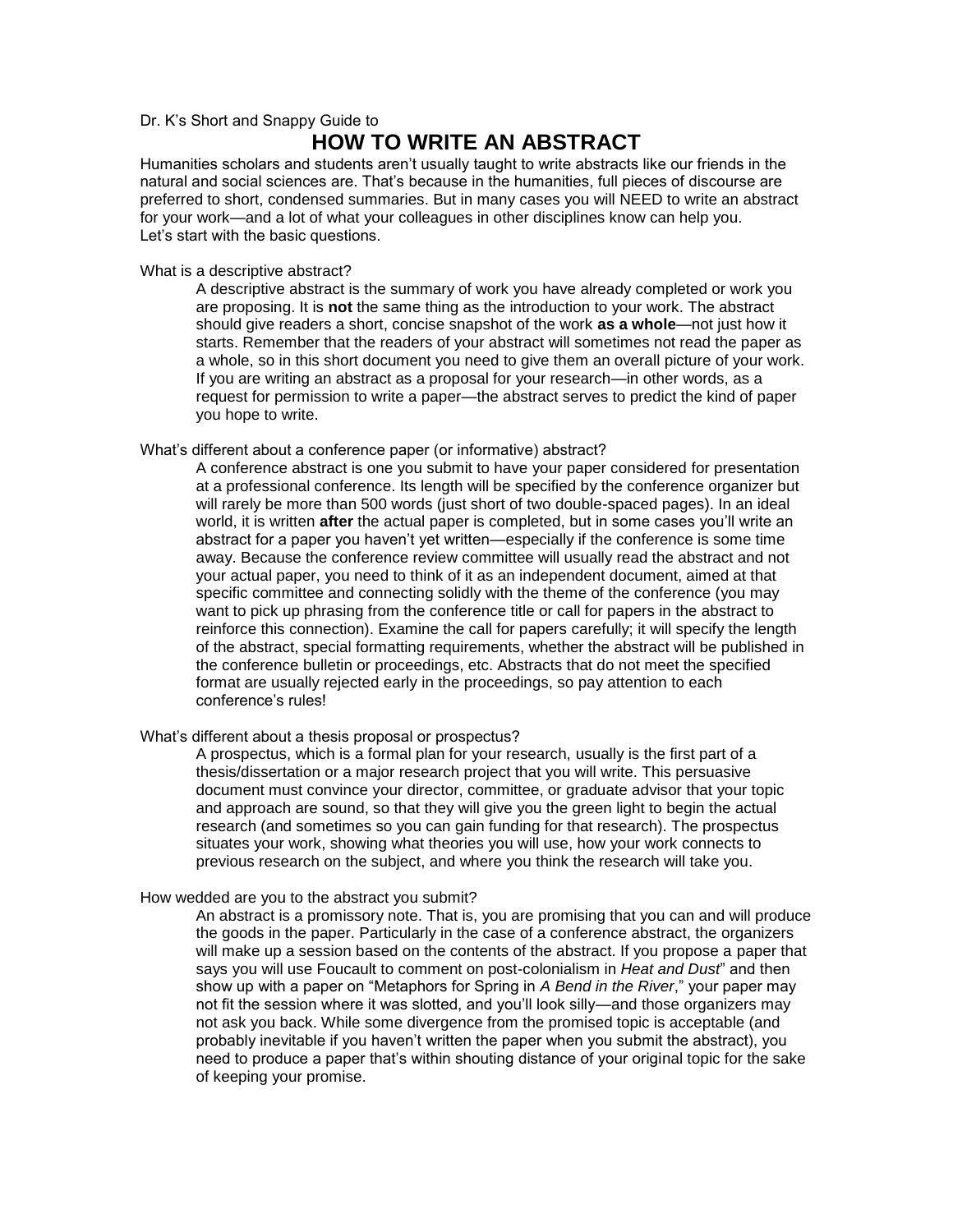Dr. K's Short and Snappy Guide to

# HOW TO WRITE AN ABSTRACT

Humanities scholars and students aren't usually taught to write abstracts like our friends in the natural and social sciences are. That's because in the humanities, full pieces of discourse are preferred to short, condensed summaries. But in many cases you will NEED to write an abstract for your work—and a lot of what your colleagues in other disciplines know can help you. Let's start with the basic questions.

What is a descriptive abstract?

> A descriptive abstract is the summary of work you have already completed or work you are proposing. It is **not** the same thing as the introduction to your work. The abstract should give readers a short, concise snapshot of the work **as a whole**—not just how it starts. Remember that the readers of your abstract will sometimes not read the paper as a whole, so in this short document you need to give them an overall picture of your work. If you are writing an abstract as a proposal for your research—in other words, as a request for permission to write a paper—the abstract serves to predict the kind of paper you hope to write.

What's different about a conference paper (or informative) abstract?

> A conference abstract is one you submit to have your paper considered for presentation at a professional conference. Its length will be specified by the conference organizer but will rarely be more than 500 words (just short of two double-spaced pages). In an ideal world, it is written **after** the actual paper is completed, but in some cases you'll write an abstract for a paper you haven't yet written—especially if the conference is some time away. Because the conference review committee will usually read the abstract and not your actual paper, you need to think of it as an independent document, aimed at that specific committee and connecting solidly with the theme of the conference (you may want to pick up phrasing from the conference title or call for papers in the abstract to reinforce this connection). Examine the call for papers carefully; it will specify the length of the abstract, special formatting requirements, whether the abstract will be published in the conference bulletin or proceedings, etc. Abstracts that do not meet the specified format are usually rejected early in the proceedings, so pay attention to each conference's rules!

What's different about a thesis proposal or prospectus?

> A prospectus, which is a formal plan for your research, usually is the first part of a thesis/dissertation or a major research project that you will write. This persuasive document must convince your director, committee, or graduate advisor that your topic and approach are sound, so that they will give you the green light to begin the actual research (and sometimes so you can gain funding for that research). The prospectus situates your work, showing what theories you will use, how your work connects to previous research on the subject, and where you think the research will take you.

How wedded are you to the abstract you submit?

> An abstract is a promissory note. That is, you are promising that you can and will produce the goods in the paper. Particularly in the case of a conference abstract, the organizers will make up a session based on the contents of the abstract. If you propose a paper that says you will use Foucault to comment on post-colonialism in *Heat and Dust*" and then show up with a paper on "Metaphors for Spring in *A Bend in the River*," your paper may not fit the session where it was slotted, and you'll look silly—and those organizers may not ask you back. While some divergence from the promised topic is acceptable (and probably inevitable if you haven't written the paper when you submit the abstract), you need to produce a paper that's within shouting distance of your original topic for the sake of keeping your promise.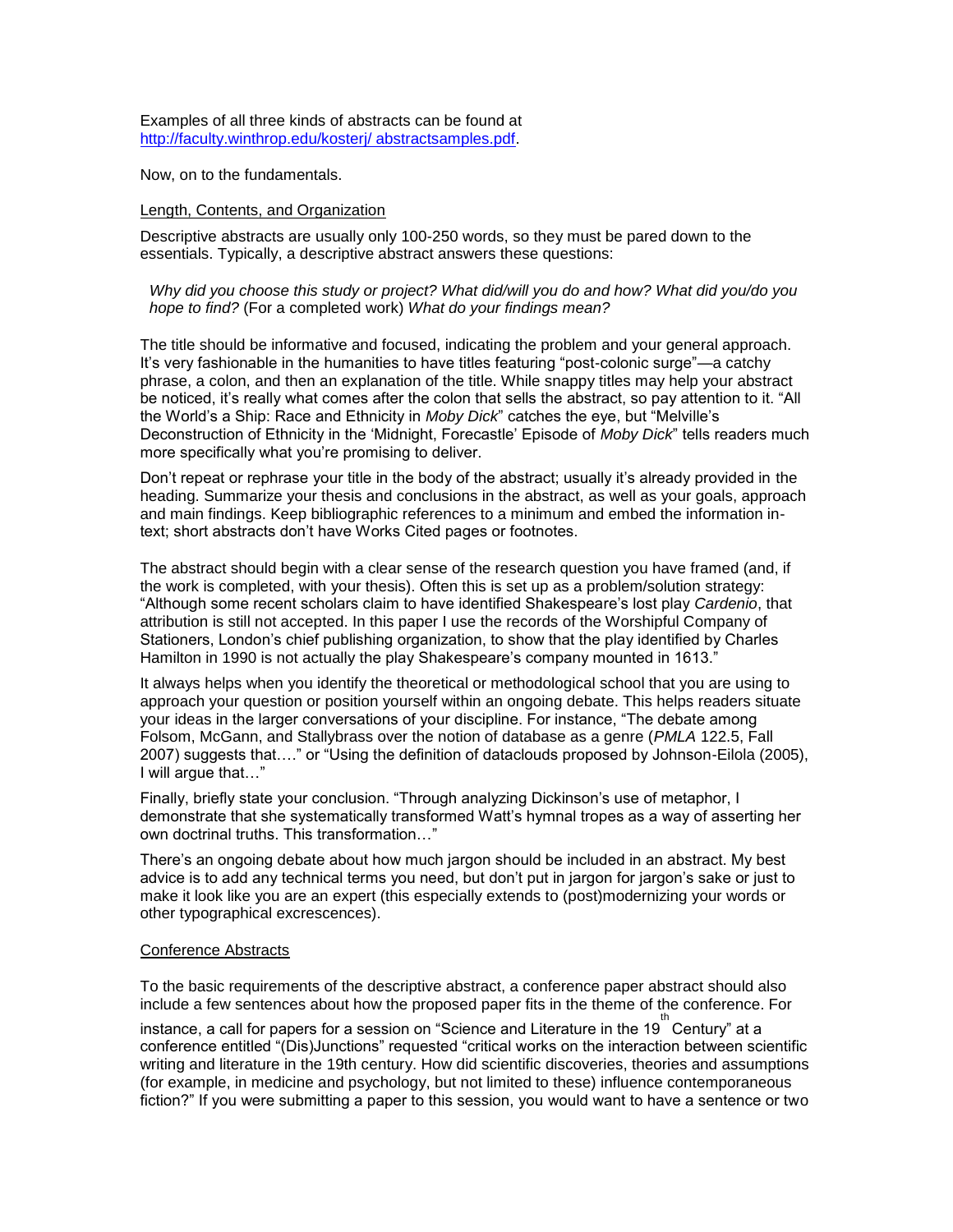Examples of all three kinds of abstracts can be found at [http://faculty.winthrop.edu/kosterj/ abstractsamples.pdf](http://faculty.winthrop.edu/kosterj/abstractsamples.pdf).

Now, on to the fundamentals.

## Length, Contents, and Organization

Descriptive abstracts are usually only 100-250 words, so they must be pared down to the essentials. Typically, a descriptive abstract answers these questions:

> *Why did you choose this study or project? What did/will you do and how? What did you/do you hope to find?* (For a completed work) *What do your findings mean?*

The title should be informative and focused, indicating the problem and your general approach. It's very fashionable in the humanities to have titles featuring "post-colonic surge"—a catchy phrase, a colon, and then an explanation of the title. While snappy titles may help your abstract be noticed, it's really what comes after the colon that sells the abstract, so pay attention to it. "All the World's a Ship: Race and Ethnicity in *Moby Dick*" catches the eye, but "Melville's Deconstruction of Ethnicity in the 'Midnight, Forecastle' Episode of *Moby Dick*" tells readers much more specifically what you're promising to deliver.

Don't repeat or rephrase your title in the body of the abstract; usually it's already provided in the heading. Summarize your thesis and conclusions in the abstract, as well as your goals, approach and main findings. Keep bibliographic references to a minimum and embed the information in-text; short abstracts don't have Works Cited pages or footnotes.

The abstract should begin with a clear sense of the research question you have framed (and, if the work is completed, with your thesis). Often this is set up as a problem/solution strategy: "Although some recent scholars claim to have identified Shakespeare's lost play *Cardenio*, that attribution is still not accepted. In this paper I use the records of the Worshipful Company of Stationers, London's chief publishing organization, to show that the play identified by Charles Hamilton in 1990 is not actually the play Shakespeare's company mounted in 1613."

It always helps when you identify the theoretical or methodological school that you are using to approach your question or position yourself within an ongoing debate. This helps readers situate your ideas in the larger conversations of your discipline. For instance, "The debate among Folsom, McGann, and Stallybrass over the notion of database as a genre (*PMLA* 122.5, Fall 2007) suggests that…." or "Using the definition of dataclouds proposed by Johnson-Eilola (2005), I will argue that…"

Finally, briefly state your conclusion. "Through analyzing Dickinson's use of metaphor, I demonstrate that she systematically transformed Watt's hymnal tropes as a way of asserting her own doctrinal truths. This transformation…"

There's an ongoing debate about how much jargon should be included in an abstract. My best advice is to add any technical terms you need, but don't put in jargon for jargon's sake or just to make it look like you are an expert (this especially extends to (post)modernizing your words or other typographical excrescences).

## Conference Abstracts

To the basic requirements of the descriptive abstract, a conference paper abstract should also include a few sentences about how the proposed paper fits in the theme of the conference. For instance, a call for papers for a session on "Science and Literature in the 19th Century" at a conference entitled "(Dis)Junctions" requested "critical works on the interaction between scientific writing and literature in the 19th century. How did scientific discoveries, theories and assumptions (for example, in medicine and psychology, but not limited to these) influence contemporaneous fiction?" If you were submitting a paper to this session, you would want to have a sentence or two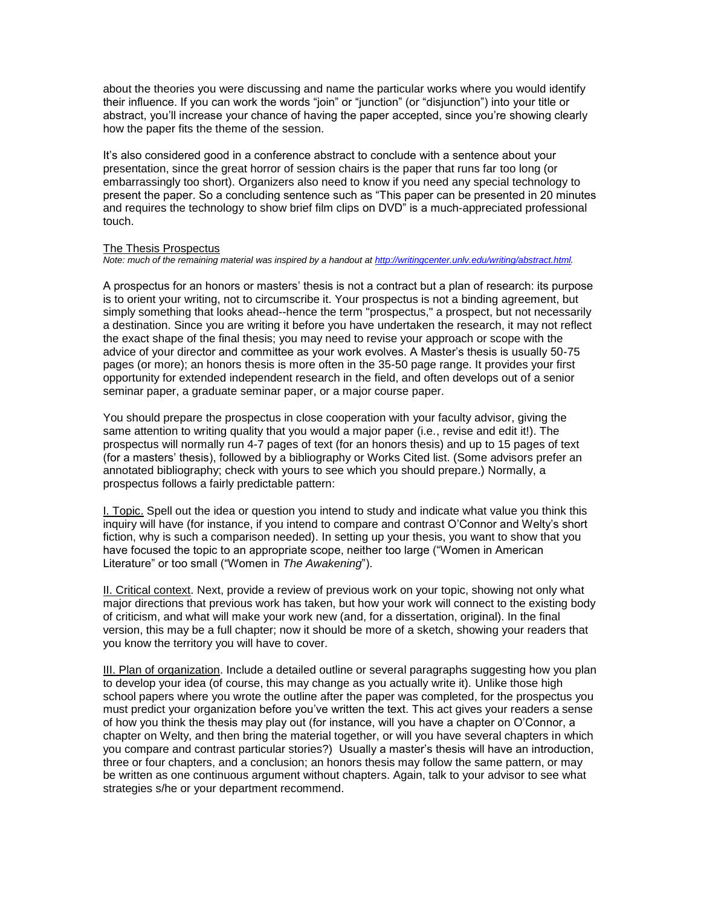about the theories you were discussing and name the particular works where you would identify their influence. If you can work the words "join" or "junction" (or "disjunction") into your title or abstract, you'll increase your chance of having the paper accepted, since you're showing clearly how the paper fits the theme of the session.

It's also considered good in a conference abstract to conclude with a sentence about your presentation, since the great horror of session chairs is the paper that runs far too long (or embarrassingly too short). Organizers also need to know if you need any special technology to present the paper. So a concluding sentence such as "This paper can be presented in 20 minutes and requires the technology to show brief film clips on DVD" is a much-appreciated professional touch.

## The Thesis Prospectus

*Note: much of the remaining material was inspired by a handout at [http://writingcenter.unlv.edu/writing/abstract.html](http://writingcenter.unlv.edu/writing/abstract.html).*

A prospectus for an honors or masters' thesis is not a contract but a plan of research: its purpose is to orient your writing, not to circumscribe it. Your prospectus is not a binding agreement, but simply something that looks ahead--hence the term "prospectus," a prospect, but not necessarily a destination. Since you are writing it before you have undertaken the research, it may not reflect the exact shape of the final thesis; you may need to revise your approach or scope with the advice of your director and committee as your work evolves. A Master's thesis is usually 50-75 pages (or more); an honors thesis is more often in the 35-50 page range. It provides your first opportunity for extended independent research in the field, and often develops out of a senior seminar paper, a graduate seminar paper, or a major course paper.

You should prepare the prospectus in close cooperation with your faculty advisor, giving the same attention to writing quality that you would a major paper (i.e., revise and edit it!). The prospectus will normally run 4-7 pages of text (for an honors thesis) and up to 15 pages of text (for a masters' thesis), followed by a bibliography or Works Cited list. (Some advisors prefer an annotated bibliography; check with yours to see which you should prepare.) Normally, a prospectus follows a fairly predictable pattern:

I. Topic. Spell out the idea or question you intend to study and indicate what value you think this inquiry will have (for instance, if you intend to compare and contrast O'Connor and Welty's short fiction, why is such a comparison needed). In setting up your thesis, you want to show that you have focused the topic to an appropriate scope, neither too large ("Women in American Literature" or too small ("Women in *The Awakening*").

II. Critical context. Next, provide a review of previous work on your topic, showing not only what major directions that previous work has taken, but how your work will connect to the existing body of criticism, and what will make your work new (and, for a dissertation, original). In the final version, this may be a full chapter; now it should be more of a sketch, showing your readers that you know the territory you will have to cover.

III. Plan of organization. Include a detailed outline or several paragraphs suggesting how you plan to develop your idea (of course, this may change as you actually write it). Unlike those high school papers where you wrote the outline after the paper was completed, for the prospectus you must predict your organization before you've written the text. This act gives your readers a sense of how you think the thesis may play out (for instance, will you have a chapter on O'Connor, a chapter on Welty, and then bring the material together, or will you have several chapters in which you compare and contrast particular stories?) Usually a master's thesis will have an introduction, three or four chapters, and a conclusion; an honors thesis may follow the same pattern, or may be written as one continuous argument without chapters. Again, talk to your advisor to see what strategies s/he or your department recommend.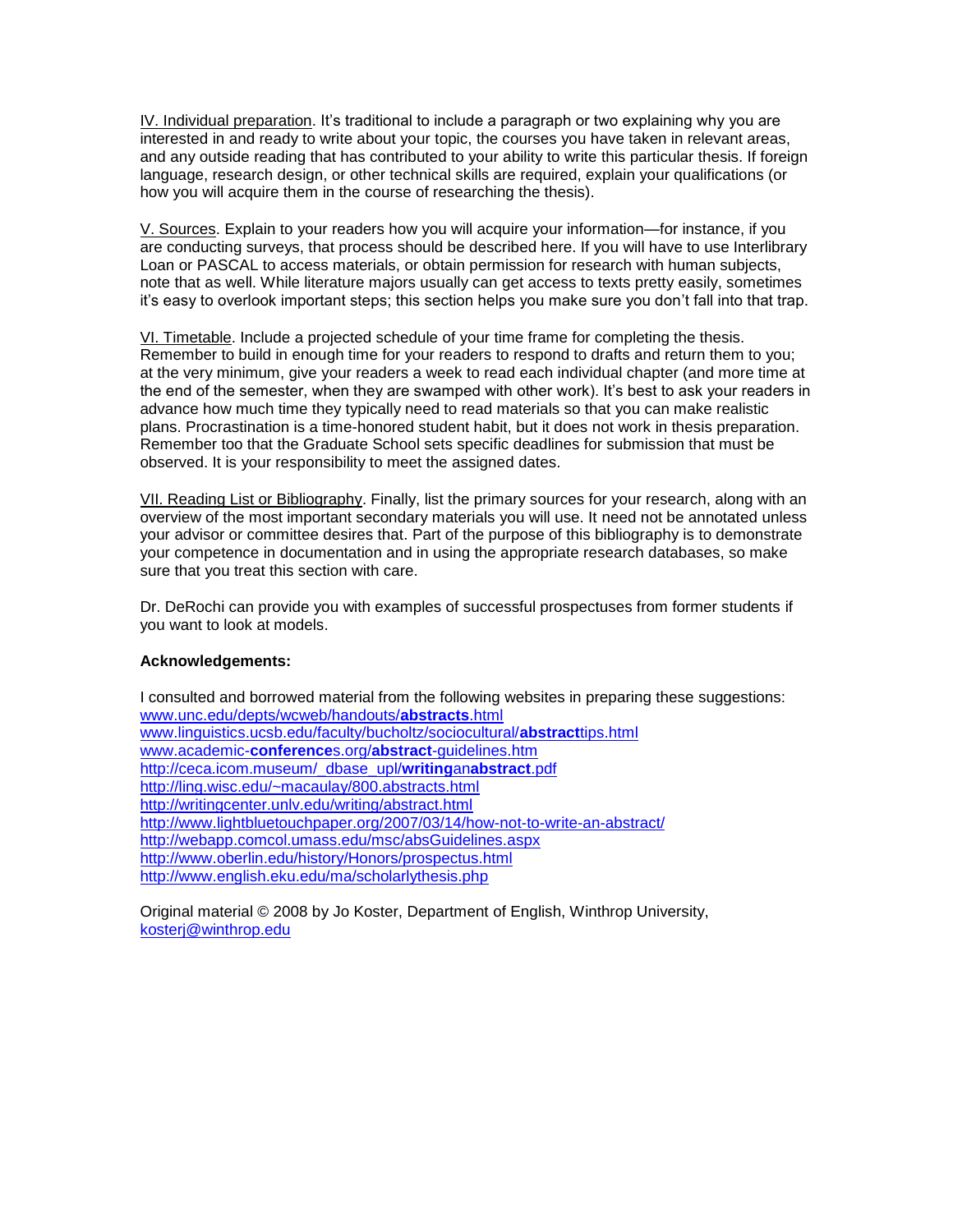<u>IV. Individual preparation</u>. It's traditional to include a paragraph or two explaining why you are interested in and ready to write about your topic, the courses you have taken in relevant areas, and any outside reading that has contributed to your ability to write this particular thesis. If foreign language, research design, or other technical skills are required, explain your qualifications (or how you will acquire them in the course of researching the thesis).

<u>V. Sources</u>. Explain to your readers how you will acquire your information—for instance, if you are conducting surveys, that process should be described here. If you will have to use Interlibrary Loan or PASCAL to access materials, or obtain permission for research with human subjects, note that as well. While literature majors usually can get access to texts pretty easily, sometimes it's easy to overlook important steps; this section helps you make sure you don't fall into that trap.

<u>VI. Timetable</u>. Include a projected schedule of your time frame for completing the thesis. Remember to build in enough time for your readers to respond to drafts and return them to you; at the very minimum, give your readers a week to read each individual chapter (and more time at the end of the semester, when they are swamped with other work). It's best to ask your readers in advance how much time they typically need to read materials so that you can make realistic plans. Procrastination is a time-honored student habit, but it does not work in thesis preparation. Remember too that the Graduate School sets specific deadlines for submission that must be observed. It is your responsibility to meet the assigned dates.

<u>VII. Reading List or Bibliography</u>. Finally, list the primary sources for your research, along with an overview of the most important secondary materials you will use. It need not be annotated unless your advisor or committee desires that. Part of the purpose of this bibliography is to demonstrate your competence in documentation and in using the appropriate research databases, so make sure that you treat this section with care.

Dr. DeRochi can provide you with examples of successful prospectuses from former students if you want to look at models.

**Acknowledgements:**

I consulted and borrowed material from the following websites in preparing these suggestions:
www.unc.edu/depts/wcweb/handouts/**abstracts**.html
www.linguistics.ucsb.edu/faculty/bucholtz/sociocultural/**abstract**tips.html
www.academic-**conference**s.org/**abstract**-guidelines.htm
http://ceca.icom.museum/_dbase_upl/**writing**an**abstract**.pdf
http://ling.wisc.edu/~macaulay/800.abstracts.html
http://writingcenter.unlv.edu/writing/abstract.html
http://www.lightbluetouchpaper.org/2007/03/14/how-not-to-write-an-abstract/
http://webapp.comcol.umass.edu/msc/absGuidelines.aspx
http://www.oberlin.edu/history/Honors/prospectus.html
http://www.english.eku.edu/ma/scholarlythesis.php

Original material © 2008 by Jo Koster, Department of English, Winthrop University, kosterj@winthrop.edu